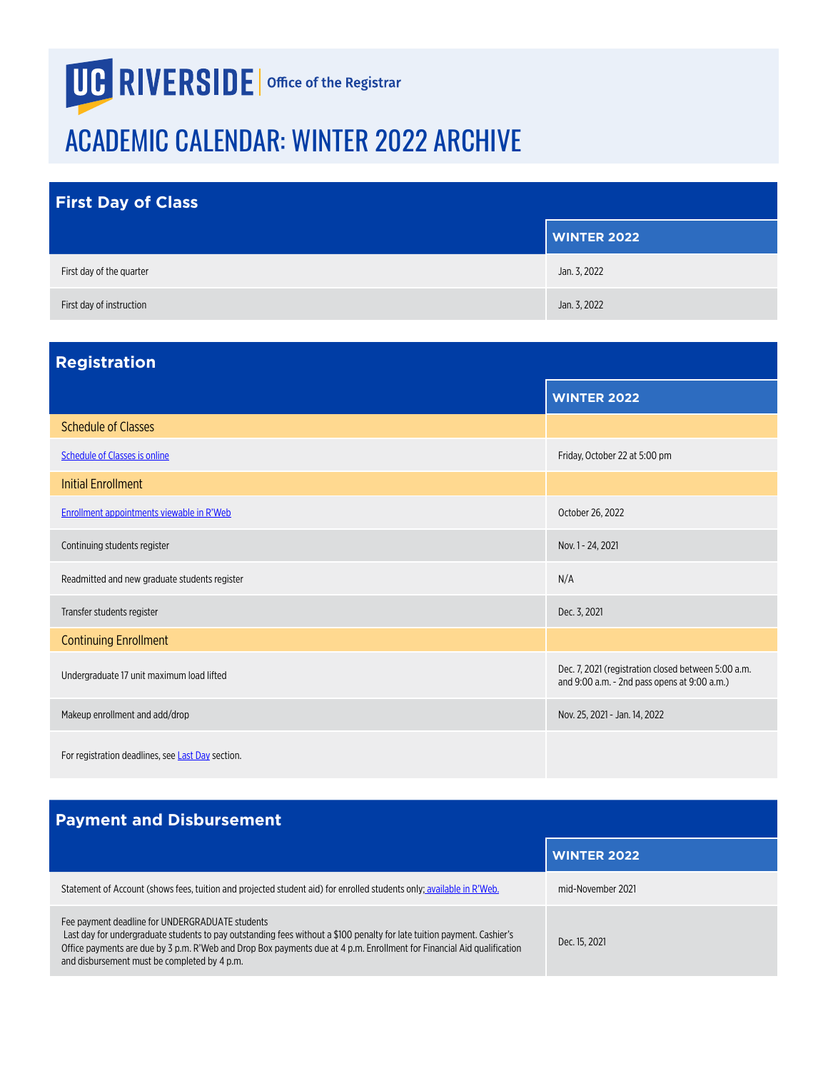UC RIVERSIDE | Office of the Registrar

# ACADEMIC CALENDAR: WINTER 2022 ARCHIVE

## First Day of Class

| | WINTER 2022 |
|---|---|
| First day of the quarter | Jan. 3, 2022 |
| First day of instruction | Jan. 3, 2022 |

## Registration

| | WINTER 2022 |
|---|---|
| **Schedule of Classes** | |
| [Schedule of Classes is online]() | Friday, October 22 at 5:00 pm |
| **Initial Enrollment** | |
| [Enrollment appointments viewable in R'Web]() | October 26, 2022 |
| Continuing students register | Nov. 1 - 24, 2021 |
| Readmitted and new graduate students register | N/A |
| Transfer students register | Dec. 3, 2021 |
| **Continuing Enrollment** | |
| Undergraduate 17 unit maximum load lifted | Dec. 7, 2021 (registration closed between 5:00 a.m. and 9:00 a.m. - 2nd pass opens at 9:00 a.m.) |
| Makeup enrollment and add/drop | Nov. 25, 2021 - Jan. 14, 2022 |
| For registration deadlines, see [Last Day]() section. | |

## Payment and Disbursement

| | WINTER 2022 |
|---|---|
| Statement of Account (shows fees, tuition and projected student aid) for enrolled students only; [available in R'Web.]() | mid-November 2021 |
| Fee payment deadline for UNDERGRADUATE students<br>Last day for undergraduate students to pay outstanding fees without a $100 penalty for late tuition payment. Cashier's Office payments are due by 3 p.m. R'Web and Drop Box payments due at 4 p.m. Enrollment for Financial Aid qualification and disbursement must be completed by 4 p.m. | Dec. 15, 2021 |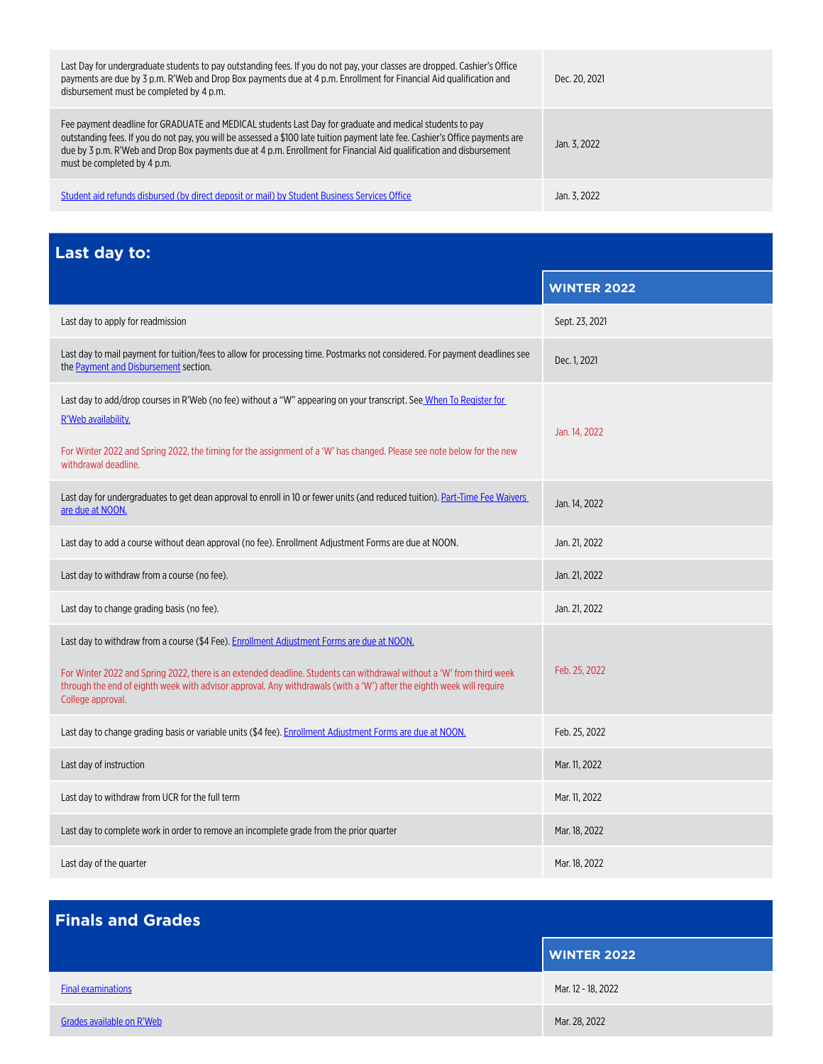| | |
|---|---|
| Last Day for undergraduate students to pay outstanding fees. If you do not pay, your classes are dropped. Cashier's Office payments are due by 3 p.m. R'Web and Drop Box payments due at 4 p.m. Enrollment for Financial Aid qualification and disbursement must be completed by 4 p.m. | Dec. 20, 2021 |
| Fee payment deadline for GRADUATE and MEDICAL students Last Day for graduate and medical students to pay outstanding fees. If you do not pay, you will be assessed a $100 late tuition payment late fee. Cashier's Office payments are due by 3 p.m. R'Web and Drop Box payments due at 4 p.m. Enrollment for Financial Aid qualification and disbursement must be completed by 4 p.m. | Jan. 3, 2022 |
| Student aid refunds disbursed (by direct deposit or mail) by Student Business Services Office | Jan. 3, 2022 |

## Last day to:

| | WINTER 2022 |
|---|---|
| Last day to apply for readmission | Sept. 23, 2021 |
| Last day to mail payment for tuition/fees to allow for processing time. Postmarks not considered. For payment deadlines see the Payment and Disbursement section. | Dec. 1, 2021 |
| Last day to add/drop courses in R'Web (no fee) without a "W" appearing on your transcript. See When To Register for R'Web availability.<br><br>For Winter 2022 and Spring 2022, the timing for the assignment of a 'W' has changed. Please see note below for the new withdrawal deadline. | Jan. 14, 2022 |
| Last day for undergraduates to get dean approval to enroll in 10 or fewer units (and reduced tuition). Part-Time Fee Waivers are due at NOON. | Jan. 14, 2022 |
| Last day to add a course without dean approval (no fee). Enrollment Adjustment Forms are due at NOON. | Jan. 21, 2022 |
| Last day to withdraw from a course (no fee). | Jan. 21, 2022 |
| Last day to change grading basis (no fee). | Jan. 21, 2022 |
| Last day to withdraw from a course ($4 Fee). Enrollment Adjustment Forms are due at NOON.<br><br>For Winter 2022 and Spring 2022, there is an extended deadline. Students can withdrawal without a 'W' from third week through the end of eighth week with advisor approval. Any withdrawals (with a 'W') after the eighth week will require College approval. | Feb. 25, 2022 |
| Last day to change grading basis or variable units ($4 fee). Enrollment Adjustment Forms are due at NOON. | Feb. 25, 2022 |
| Last day of instruction | Mar. 11, 2022 |
| Last day to withdraw from UCR for the full term | Mar. 11, 2022 |
| Last day to complete work in order to remove an incomplete grade from the prior quarter | Mar. 18, 2022 |
| Last day of the quarter | Mar. 18, 2022 |

## Finals and Grades

| | WINTER 2022 |
|---|---|
| Final examinations | Mar. 12 - 18, 2022 |
| Grades available on R'Web | Mar. 28, 2022 |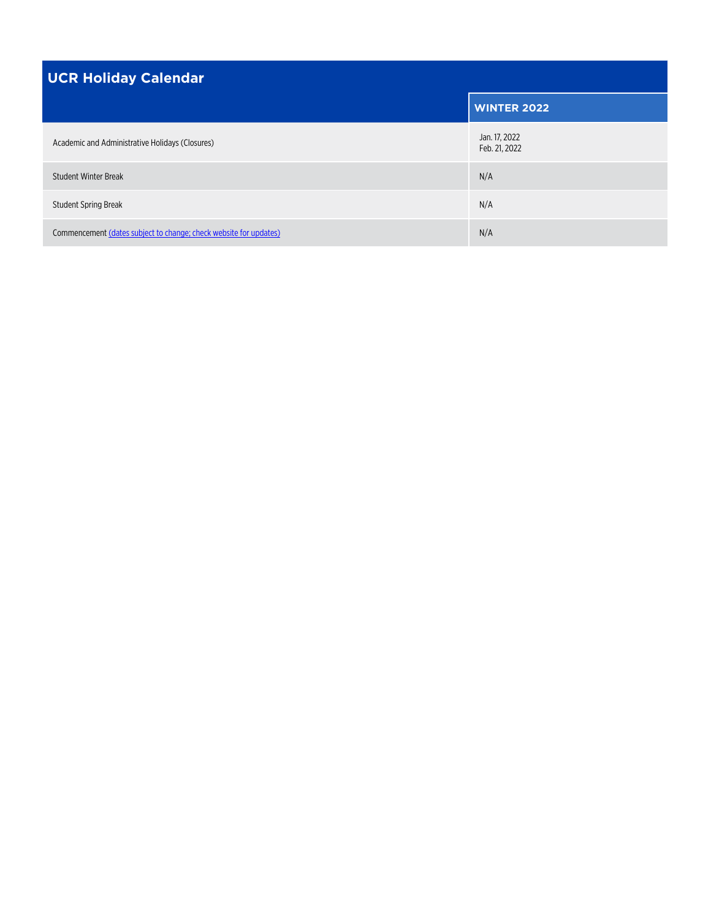## UCR Holiday Calendar

| | WINTER 2022 |
|---|---|
| Academic and Administrative Holidays (Closures) | Jan. 17, 2022<br>Feb. 21, 2022 |
| Student Winter Break | N/A |
| Student Spring Break | N/A |
| Commencement (dates subject to change; check website for updates) | N/A |